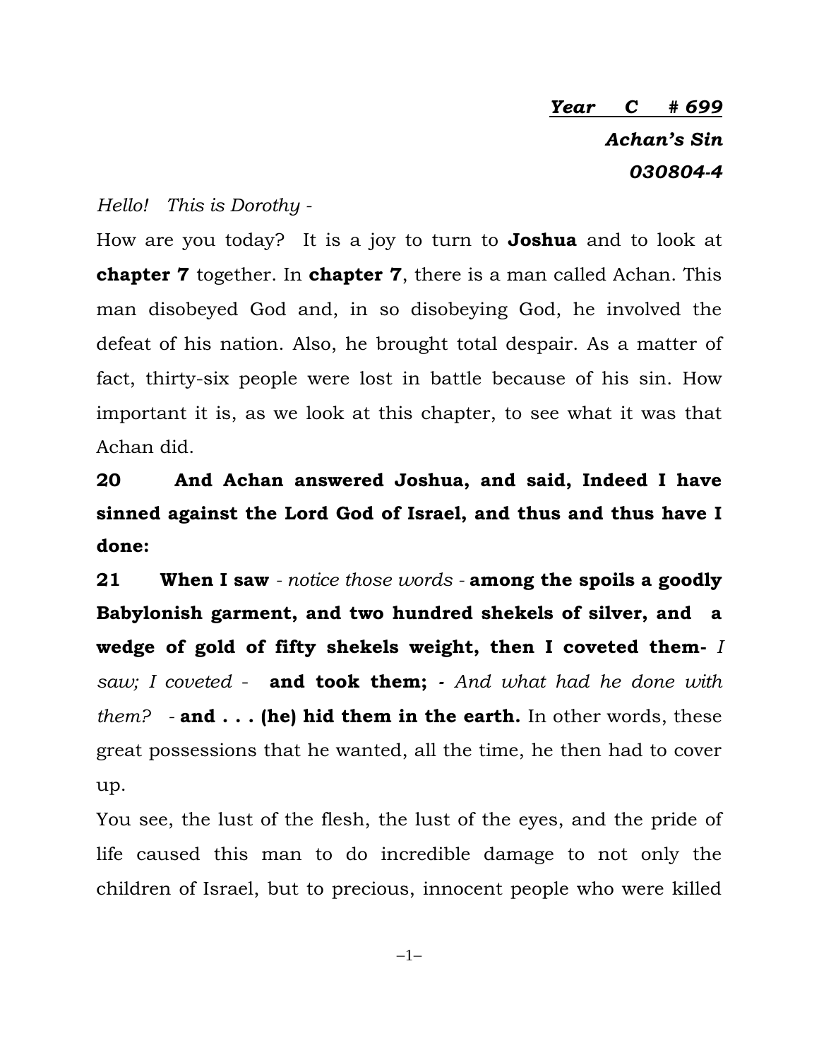***Year C # 699***

***Achan's Sin***

***030804-4***

*Hello! This is Dorothy -*

How are you today? It is a joy to turn to **Joshua** and to look at **chapter 7** together. In **chapter 7**, there is a man called Achan. This man disobeyed God and, in so disobeying God, he involved the defeat of his nation. Also, he brought total despair. As a matter of fact, thirty-six people were lost in battle because of his sin. How important it is, as we look at this chapter, to see what it was that Achan did.

**20 And Achan answered Joshua, and said, Indeed I have sinned against the Lord God of Israel, and thus and thus have I done:**

**21 When I saw** - *notice those words* - **among the spoils a goodly Babylonish garment, and two hundred shekels of silver, and a wedge of gold of fifty shekels weight, then I coveted them-** *I saw; I coveted* - **and took them; -** *And what had he done with them?* - **and . . . (he) hid them in the earth.** In other words, these great possessions that he wanted, all the time, he then had to cover up.

You see, the lust of the flesh, the lust of the eyes, and the pride of life caused this man to do incredible damage to not only the children of Israel, but to precious, innocent people who were killed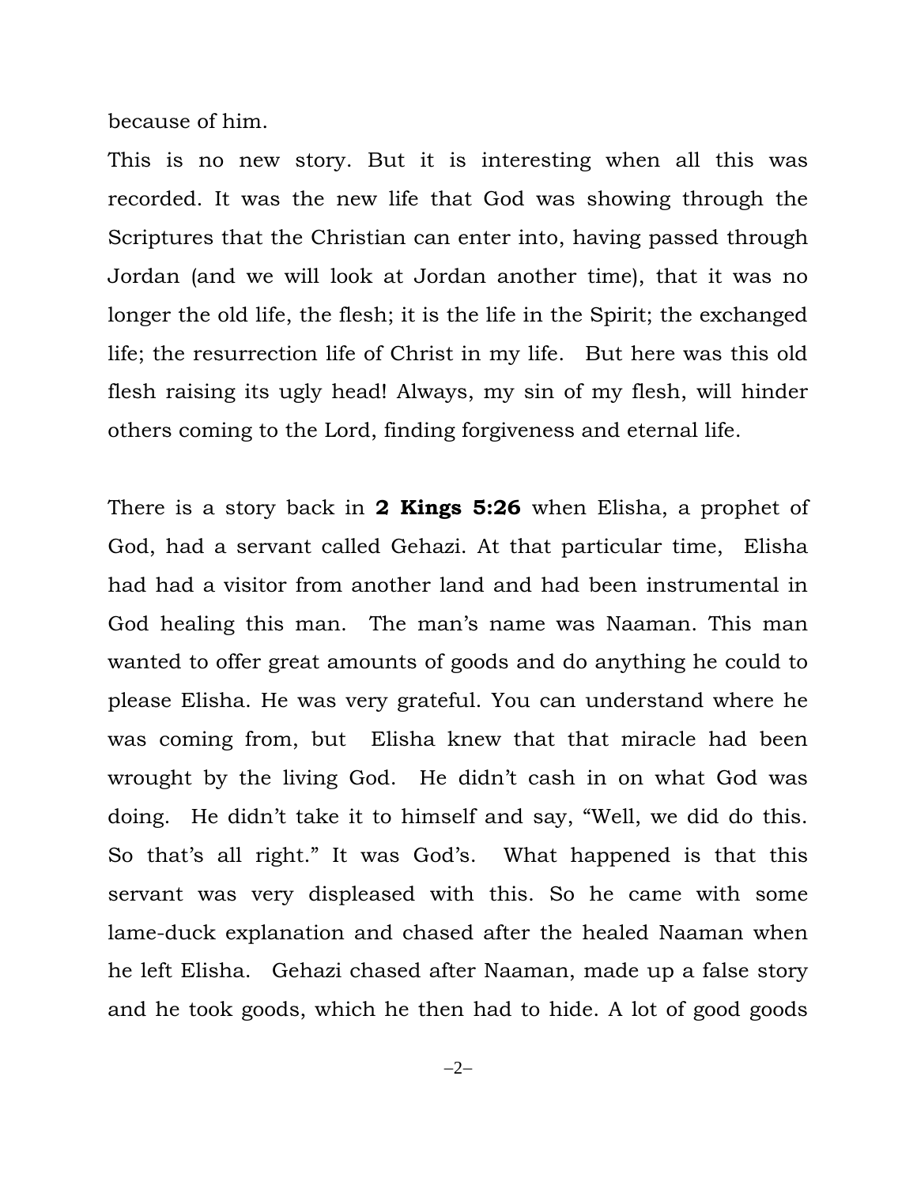because of him.

This is no new story. But it is interesting when all this was recorded. It was the new life that God was showing through the Scriptures that the Christian can enter into, having passed through Jordan (and we will look at Jordan another time), that it was no longer the old life, the flesh; it is the life in the Spirit; the exchanged life; the resurrection life of Christ in my life. But here was this old flesh raising its ugly head! Always, my sin of my flesh, will hinder others coming to the Lord, finding forgiveness and eternal life.

There is a story back in **2 Kings 5:26** when Elisha, a prophet of God, had a servant called Gehazi. At that particular time, Elisha had had a visitor from another land and had been instrumental in God healing this man. The man's name was Naaman. This man wanted to offer great amounts of goods and do anything he could to please Elisha. He was very grateful. You can understand where he was coming from, but Elisha knew that that miracle had been wrought by the living God. He didn't cash in on what God was doing. He didn't take it to himself and say, "Well, we did do this. So that's all right." It was God's. What happened is that this servant was very displeased with this. So he came with some lame-duck explanation and chased after the healed Naaman when he left Elisha. Gehazi chased after Naaman, made up a false story and he took goods, which he then had to hide. A lot of good goods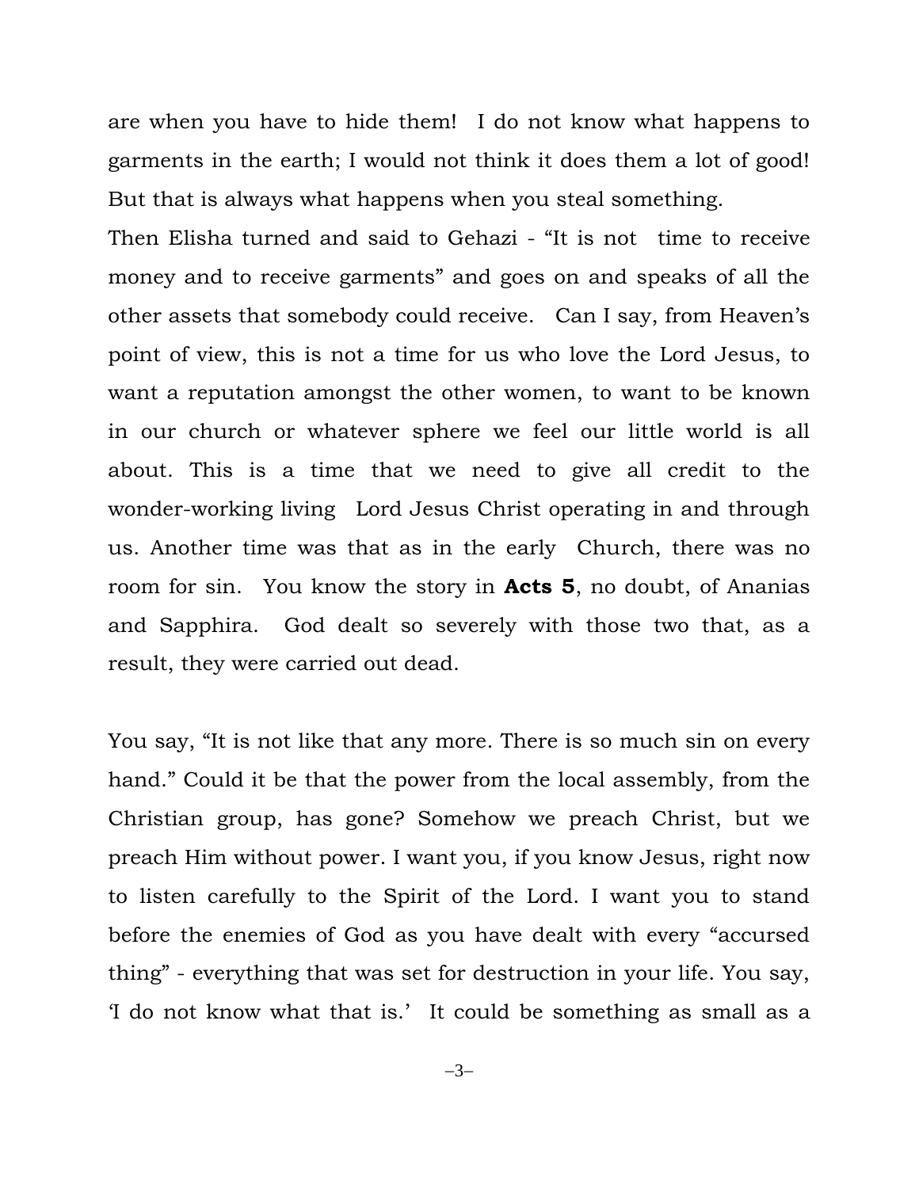are when you have to hide them! I do not know what happens to garments in the earth; I would not think it does them a lot of good! But that is always what happens when you steal something.

Then Elisha turned and said to Gehazi - "It is not time to receive money and to receive garments" and goes on and speaks of all the other assets that somebody could receive. Can I say, from Heaven's point of view, this is not a time for us who love the Lord Jesus, to want a reputation amongst the other women, to want to be known in our church or whatever sphere we feel our little world is all about. This is a time that we need to give all credit to the wonder-working living Lord Jesus Christ operating in and through us. Another time was that as in the early Church, there was no room for sin. You know the story in **Acts 5**, no doubt, of Ananias and Sapphira. God dealt so severely with those two that, as a result, they were carried out dead.

You say, "It is not like that any more. There is so much sin on every hand." Could it be that the power from the local assembly, from the Christian group, has gone? Somehow we preach Christ, but we preach Him without power. I want you, if you know Jesus, right now to listen carefully to the Spirit of the Lord. I want you to stand before the enemies of God as you have dealt with every "accursed thing" - everything that was set for destruction in your life. You say, 'I do not know what that is.' It could be something as small as a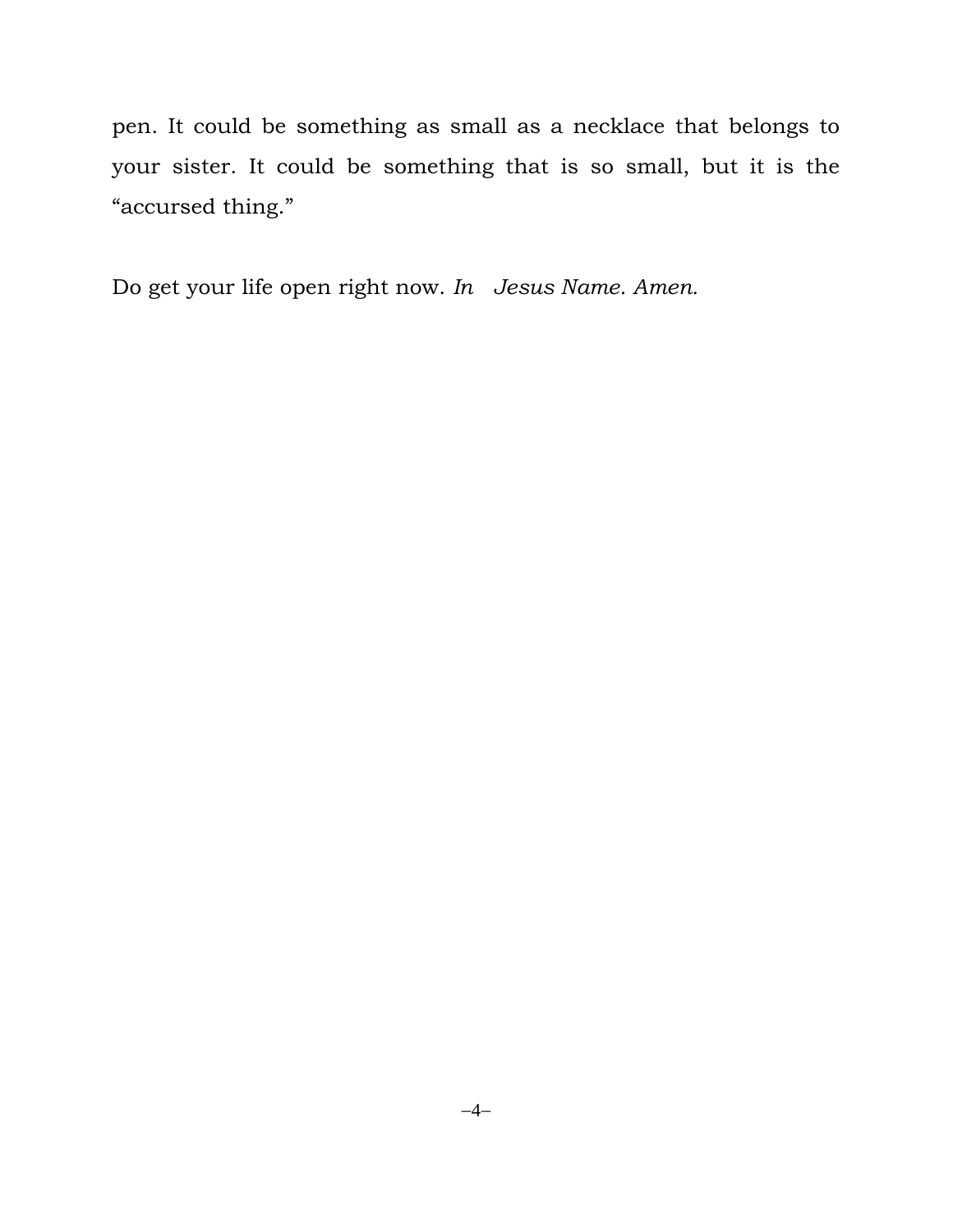pen. It could be something as small as a necklace that belongs to your sister. It could be something that is so small, but it is the "accursed thing."

Do get your life open right now. *In Jesus Name. Amen.*